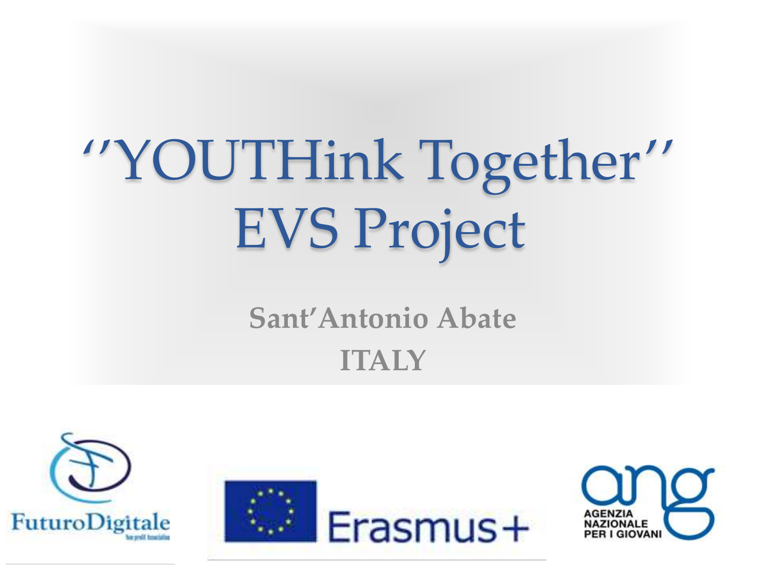# ''YOUTHink Together'' EVS Project

**Sant'Antonio Abate**

**ITALY**

FuturoDigitale

Erasmus+

AGENZIA NAZIONALE PER I GIOVANI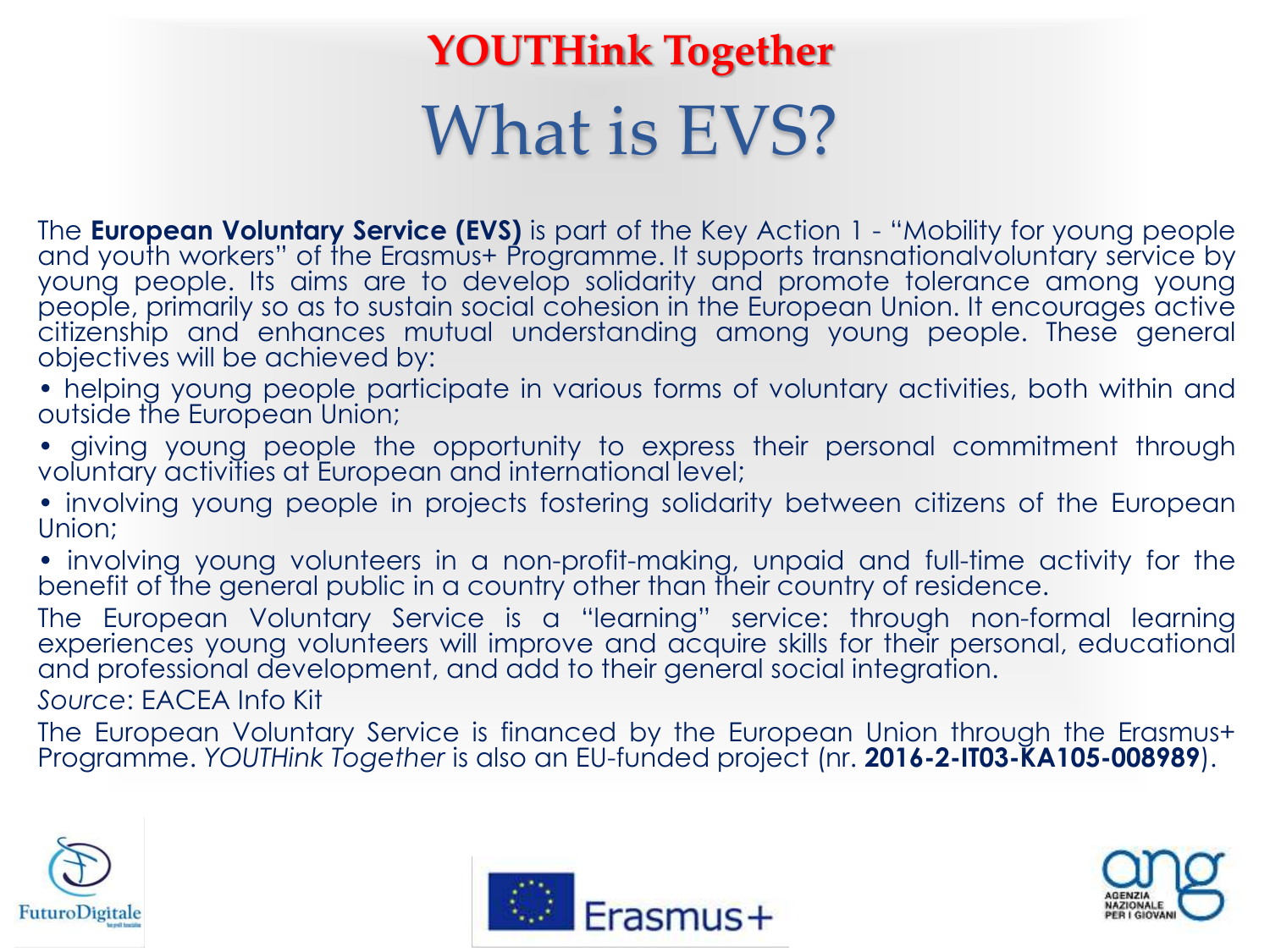# YOUTHink Together

## What is EVS?

The **European Voluntary Service (EVS)** is part of the Key Action 1 - "Mobility for young people and youth workers" of the Erasmus+ Programme. It supports transnationalvoluntary service by young people. Its aims are to develop solidarity and promote tolerance among young people, primarily so as to sustain social cohesion in the European Union. It encourages active citizenship and enhances mutual understanding among young people. These general objectives will be achieved by:

- helping young people participate in various forms of voluntary activities, both within and outside the European Union;
- giving young people the opportunity to express their personal commitment through voluntary activities at European and international level;
- involving young people in projects fostering solidarity between citizens of the European Union;
- involving young volunteers in a non-profit-making, unpaid and full-time activity for the benefit of the general public in a country other than their country of residence.

The European Voluntary Service is a "learning" service: through non-formal learning experiences young volunteers will improve and acquire skills for their personal, educational and professional development, and add to their general social integration.

*Source*: EACEA Info Kit

The European Voluntary Service is financed by the European Union through the Erasmus+ Programme. *YOUTHink Together* is also an EU-funded project (nr. **2016-2-IT03-KA105-008989**).

FuturoDigitale

Erasmus+

AGENZIA NAZIONALE PER I GIOVANI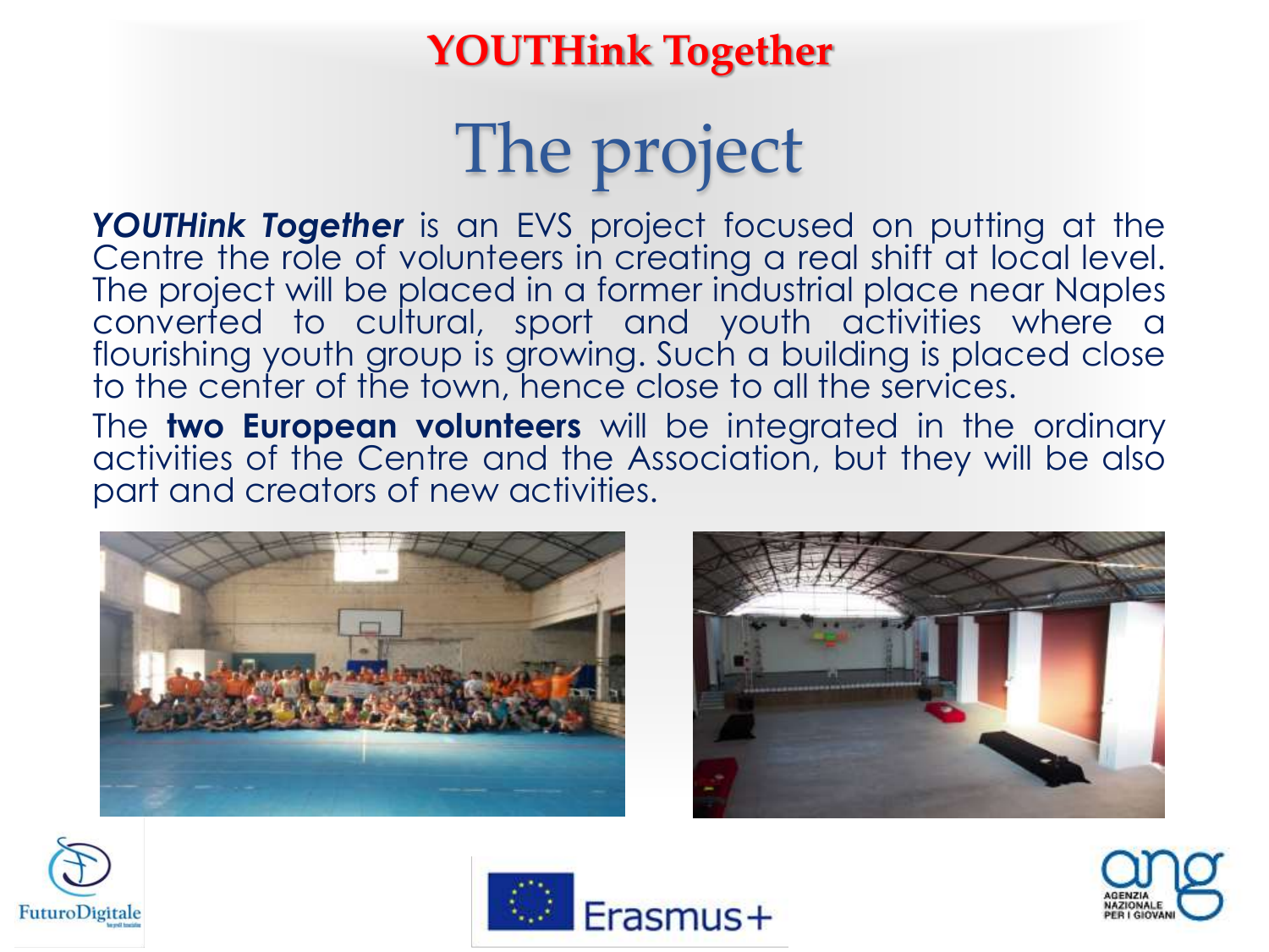**YOUTHink Together**

# The project

***YOUTHink Together*** is an EVS project focused on putting at the Centre the role of volunteers in creating a real shift at local level. The project will be placed in a former industrial place near Naples converted to cultural, sport and youth activities where a flourishing youth group is growing. Such a building is placed close to the center of the town, hence close to all the services.

The **two European volunteers** will be integrated in the ordinary activities of the Centre and the Association, but they will be also part and creators of new activities.

FuturoDigitale

Erasmus+

AGENZIA NAZIONALE PER I GIOVANI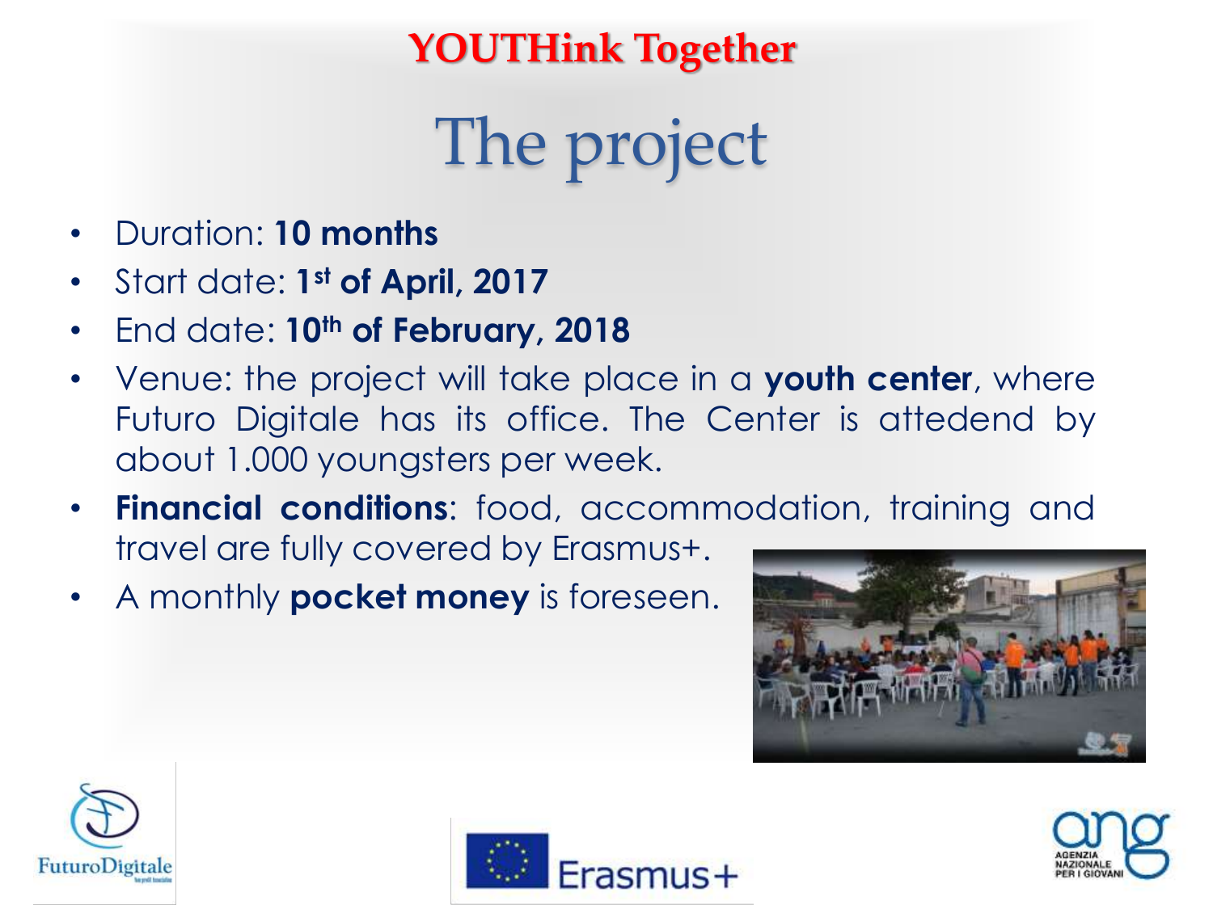**YOUTHink Together**

# The project

- Duration: **10 months**
- Start date: **1st of April, 2017**
- End date: **10th of February, 2018**
- Venue: the project will take place in a **youth center**, where Futuro Digitale has its office. The Center is attedend by about 1.000 youngsters per week.
- **Financial conditions**: food, accommodation, training and travel are fully covered by Erasmus+.
- A monthly **pocket money** is foreseen.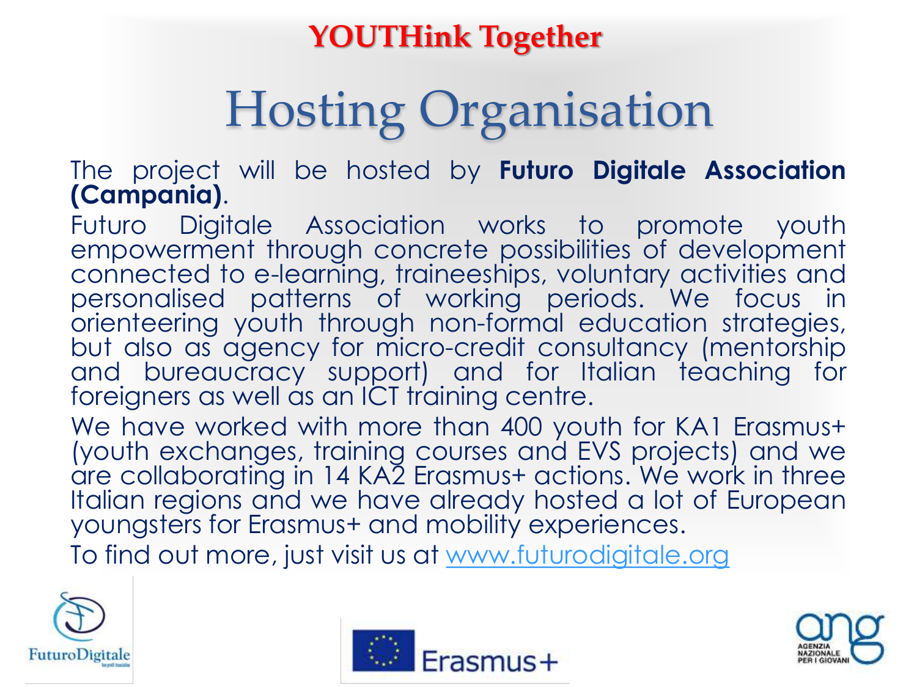**YOUTHink Together**

# Hosting Organisation

The project will be hosted by **Futuro Digitale Association (Campania)**.

Futuro Digitale Association works to promote youth empowerment through concrete possibilities of development connected to e-learning, traineeships, voluntary activities and personalised patterns of working periods. We focus in orienteering youth through non-formal education strategies, but also as agency for micro-credit consultancy (mentorship and bureaucracy support) and for Italian teaching for foreigners as well as an ICT training centre.

We have worked with more than 400 youth for KA1 Erasmus+ (youth exchanges, training courses and EVS projects) and we are collaborating in 14 KA2 Erasmus+ actions. We work in three Italian regions and we have already hosted a lot of European youngsters for Erasmus+ and mobility experiences.

To find out more, just visit us at [www.futurodigitale.org](http://www.futurodigitale.org)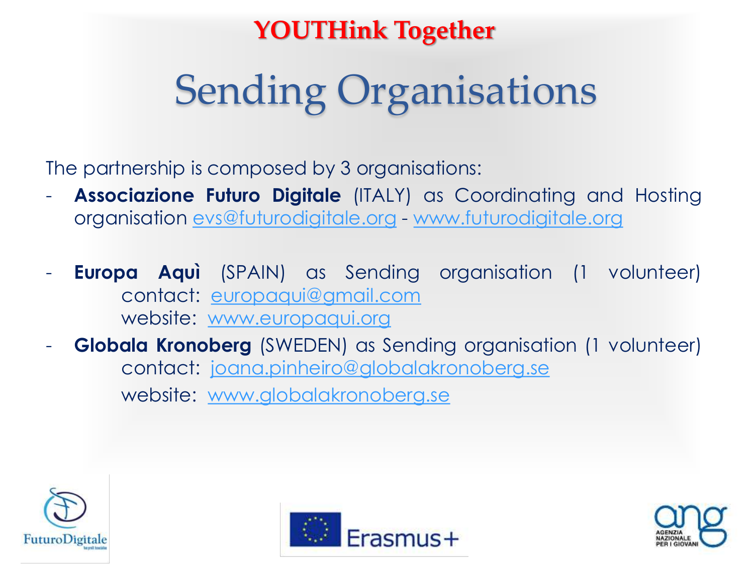**YOUTHink Together**

# Sending Organisations

The partnership is composed by 3 organisations:

- **Associazione Futuro Digitale** (ITALY) as Coordinating and Hosting organisation evs@futurodigitale.org - www.futurodigitale.org

- **Europa Aquì** (SPAIN) as Sending organisation (1 volunteer)
  contact: europaqui@gmail.com
  website: www.europaqui.org
- **Globala Kronoberg** (SWEDEN) as Sending organisation (1 volunteer)
  contact: joana.pinheiro@globalakronoberg.se
  website: www.globalakronoberg.se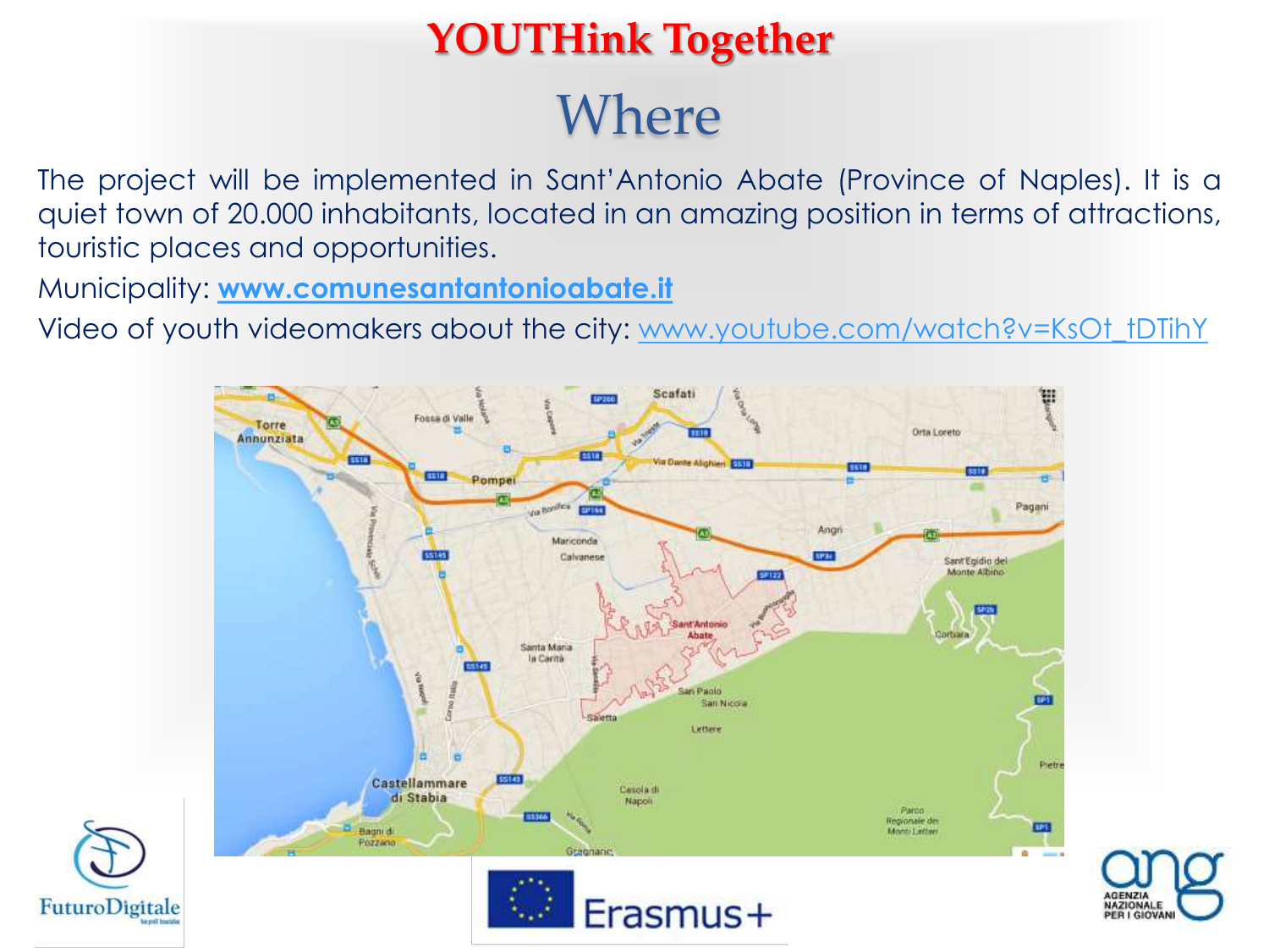# YOUTHink Together

## Where

The project will be implemented in Sant'Antonio Abate (Province of Naples). It is a quiet town of 20.000 inhabitants, located in an amazing position in terms of attractions, touristic places and opportunities.

Municipality: **www.comunesantantonioabate.it**

Video of youth videomakers about the city: www.youtube.com/watch?v=KsOt_tDTihY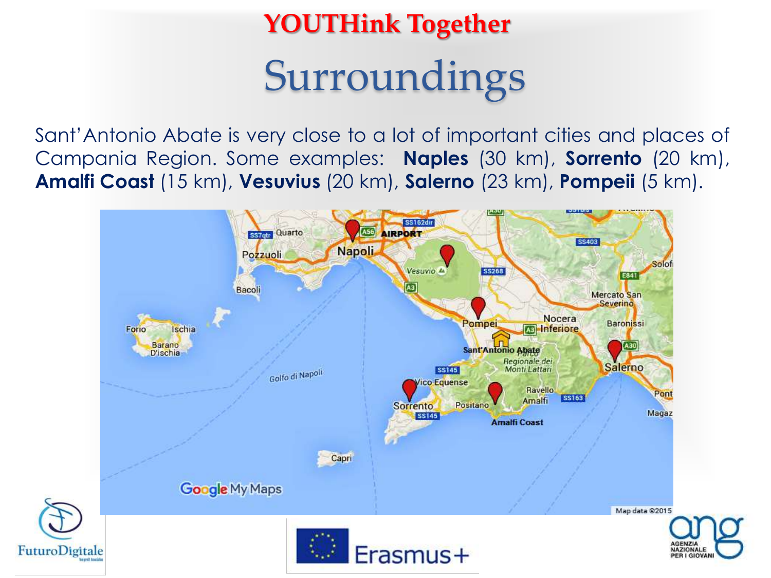# YOUTHink Together

## Surroundings

Sant'Antonio Abate is very close to a lot of important cities and places of Campania Region. Some examples: **Naples** (30 km), **Sorrento** (20 km), **Amalfi Coast** (15 km), **Vesuvius** (20 km), **Salerno** (23 km), **Pompeii** (5 km).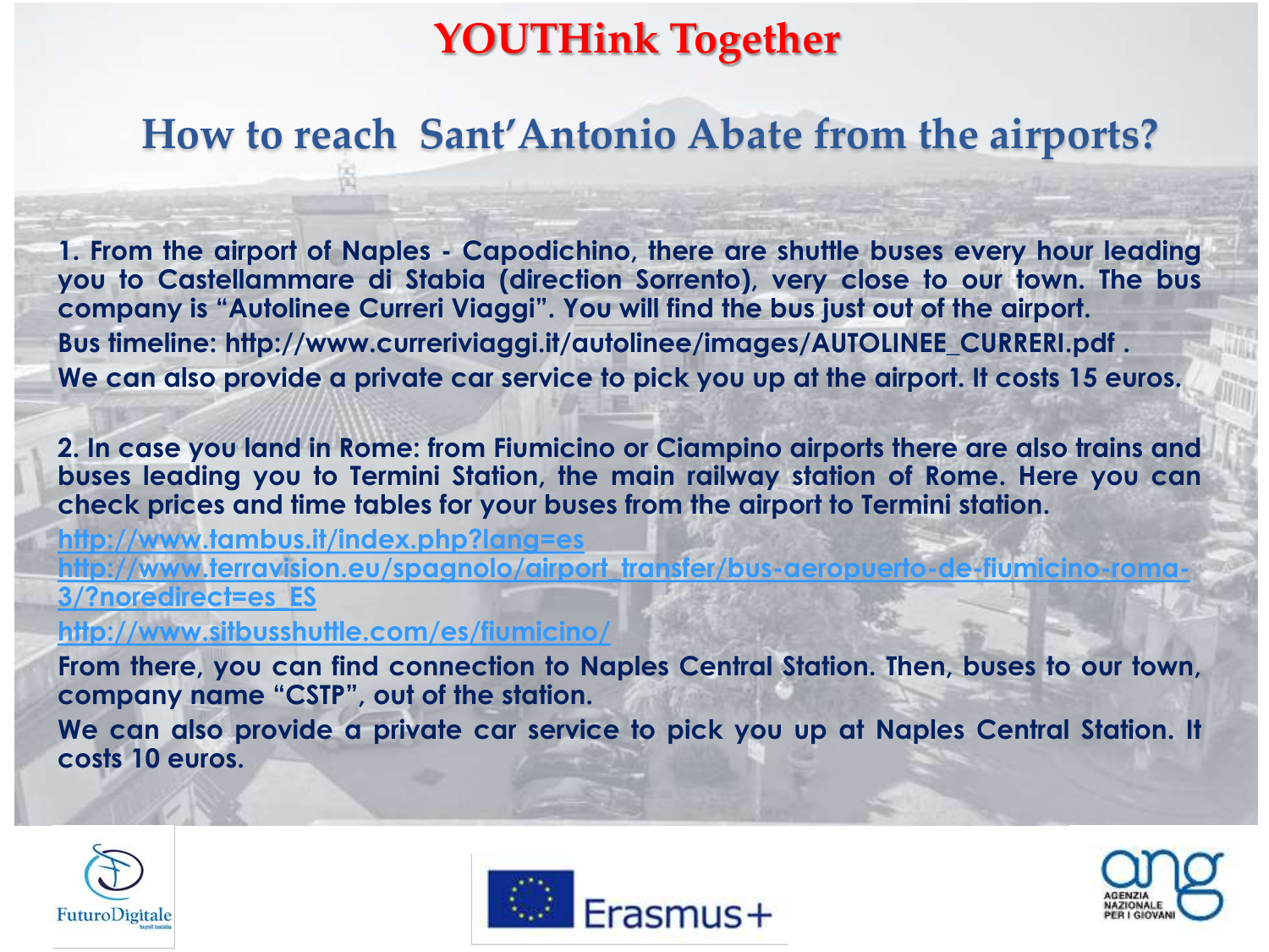# YOUTHink Together

## How to reach Sant'Antonio Abate from the airports?

**1. From the airport of Naples - Capodichino, there are shuttle buses every hour leading you to Castellammare di Stabia (direction Sorrento), very close to our town. The bus company is "Autolinee Curreri Viaggi". You will find the bus just out of the airport.**

**Bus timeline: http://www.curreriviaggi.it/autolinee/images/AUTOLINEE_CURRERI.pdf .**

**We can also provide a private car service to pick you up at the airport. It costs 15 euros.**

**2. In case you land in Rome: from Fiumicino or Ciampino airports there are also trains and buses leading you to Termini Station, the main railway station of Rome. Here you can check prices and time tables for your buses from the airport to Termini station.**

http://www.tambus.it/index.php?lang=es

http://www.terravision.eu/spagnolo/airport_transfer/bus-aeropuerto-de-fiumicino-roma-3/?noredirect=es_ES

http://www.sitbusshuttle.com/es/fiumicino/

**From there, you can find connection to Naples Central Station. Then, buses to our town, company name "CSTP", out of the station.**

**We can also provide a private car service to pick you up at Naples Central Station. It costs 10 euros.**

FuturoDigitale

Erasmus+

AGENZIA NAZIONALE PER I GIOVANI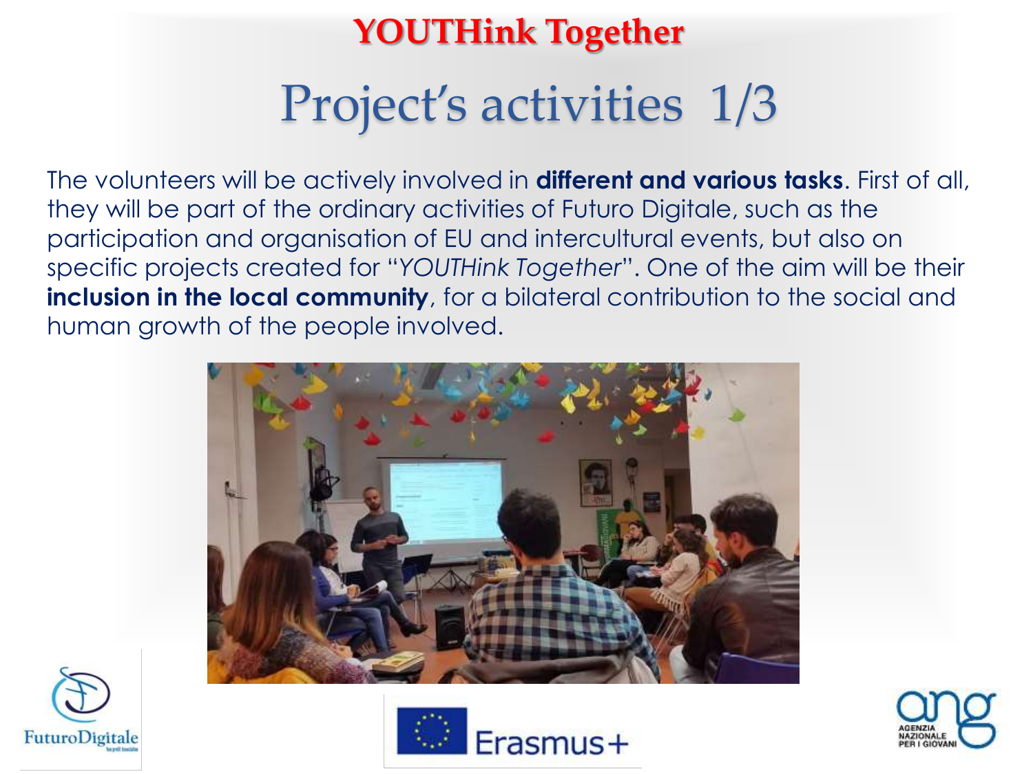# YOUTHink Together

## Project's activities 1/3

The volunteers will be actively involved in **different and various tasks**. First of all, they will be part of the ordinary activities of Futuro Digitale, such as the participation and organisation of EU and intercultural events, but also on specific projects created for "*YOUTHink Together*". One of the aim will be their **inclusion in the local community**, for a bilateral contribution to the social and human growth of the people involved.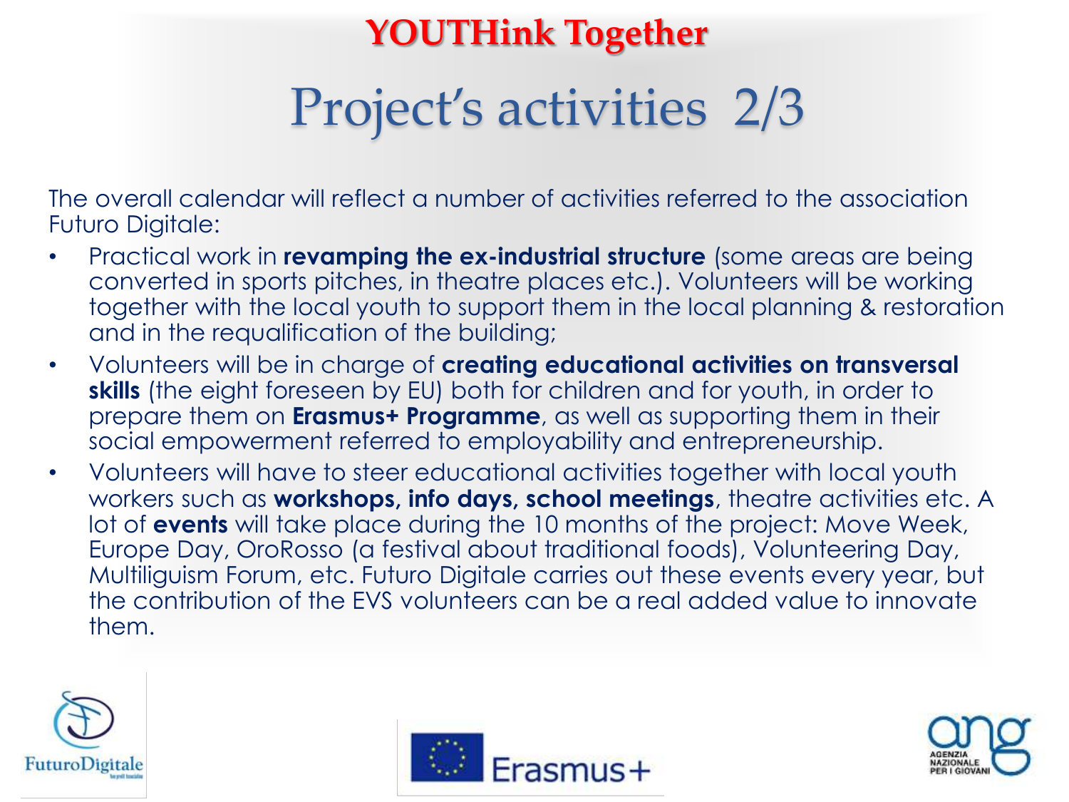# YOUTHink Together

## Project's activities 2/3

The overall calendar will reflect a number of activities referred to the association Futuro Digitale:

- Practical work in **revamping the ex-industrial structure** (some areas are being converted in sports pitches, in theatre places etc.). Volunteers will be working together with the local youth to support them in the local planning & restoration and in the requalification of the building;
- Volunteers will be in charge of **creating educational activities on transversal skills** (the eight foreseen by EU) both for children and for youth, in order to prepare them on **Erasmus+ Programme**, as well as supporting them in their social empowerment referred to employability and entrepreneurship.
- Volunteers will have to steer educational activities together with local youth workers such as **workshops, info days, school meetings**, theatre activities etc. A lot of **events** will take place during the 10 months of the project: Move Week, Europe Day, OroRosso (a festival about traditional foods), Volunteering Day, Multiliguism Forum, etc. Futuro Digitale carries out these events every year, but the contribution of the EVS volunteers can be a real added value to innovate them.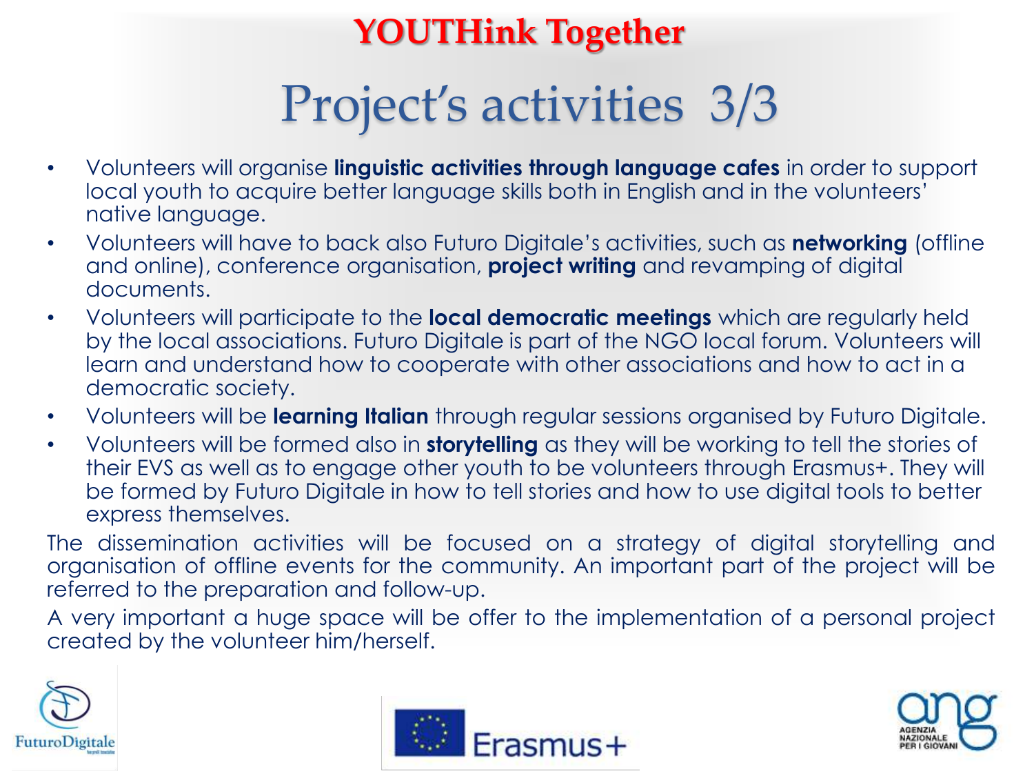# YOUTHink Together

## Project's activities 3/3

- Volunteers will organise **linguistic activities through language cafes** in order to support local youth to acquire better language skills both in English and in the volunteers' native language.
- Volunteers will have to back also Futuro Digitale's activities, such as **networking** (offline and online), conference organisation, **project writing** and revamping of digital documents.
- Volunteers will participate to the **local democratic meetings** which are regularly held by the local associations. Futuro Digitale is part of the NGO local forum. Volunteers will learn and understand how to cooperate with other associations and how to act in a democratic society.
- Volunteers will be **learning Italian** through regular sessions organised by Futuro Digitale.
- Volunteers will be formed also in **storytelling** as they will be working to tell the stories of their EVS as well as to engage other youth to be volunteers through Erasmus+. They will be formed by Futuro Digitale in how to tell stories and how to use digital tools to better express themselves.

The dissemination activities will be focused on a strategy of digital storytelling and organisation of offline events for the community. An important part of the project will be referred to the preparation and follow-up.

A very important a huge space will be offer to the implementation of a personal project created by the volunteer him/herself.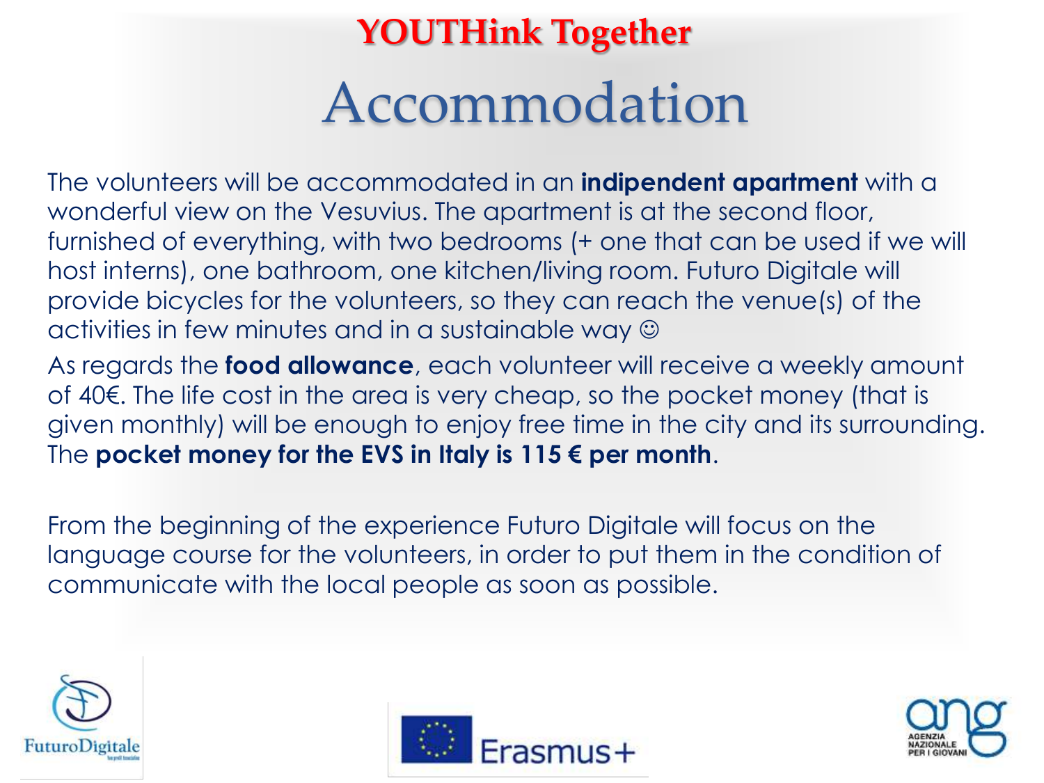## YOUTHink Together

# Accommodation

The volunteers will be accommodated in an **indipendent apartment** with a wonderful view on the Vesuvius. The apartment is at the second floor, furnished of everything, with two bedrooms (+ one that can be used if we will host interns), one bathroom, one kitchen/living room. Futuro Digitale will provide bicycles for the volunteers, so they can reach the venue(s) of the activities in few minutes and in a sustainable way ☺

As regards the **food allowance**, each volunteer will receive a weekly amount of 40€. The life cost in the area is very cheap, so the pocket money (that is given monthly) will be enough to enjoy free time in the city and its surrounding. The **pocket money for the EVS in Italy is 115 € per month**.

From the beginning of the experience Futuro Digitale will focus on the language course for the volunteers, in order to put them in the condition of communicate with the local people as soon as possible.

FuturoDigitale

Erasmus+

AGENZIA NAZIONALE PER I GIOVANI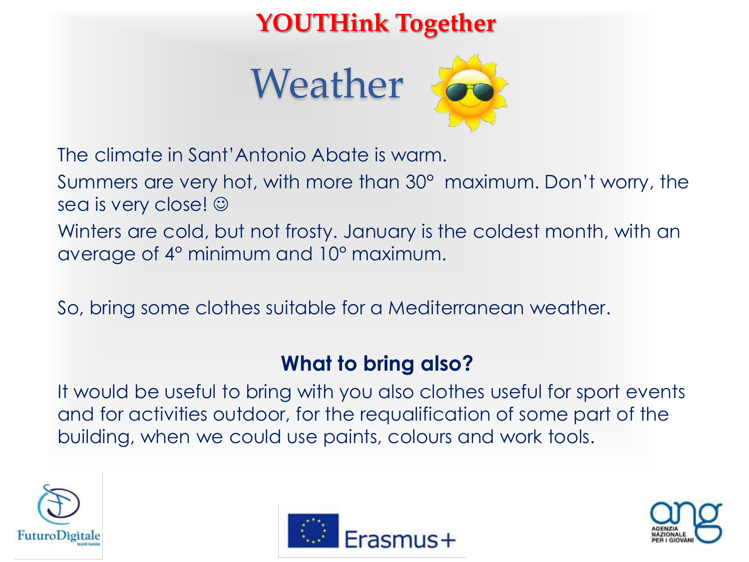**YOUTHink Together**

# Weather

The climate in Sant'Antonio Abate is warm.

Summers are very hot, with more than 30° maximum. Don't worry, the sea is very close! ☺

Winters are cold, but not frosty. January is the coldest month, with an average of 4° minimum and 10° maximum.

So, bring some clothes suitable for a Mediterranean weather.

## What to bring also?

It would be useful to bring with you also clothes useful for sport events and for activities outdoor, for the requalification of some part of the building, when we could use paints, colours and work tools.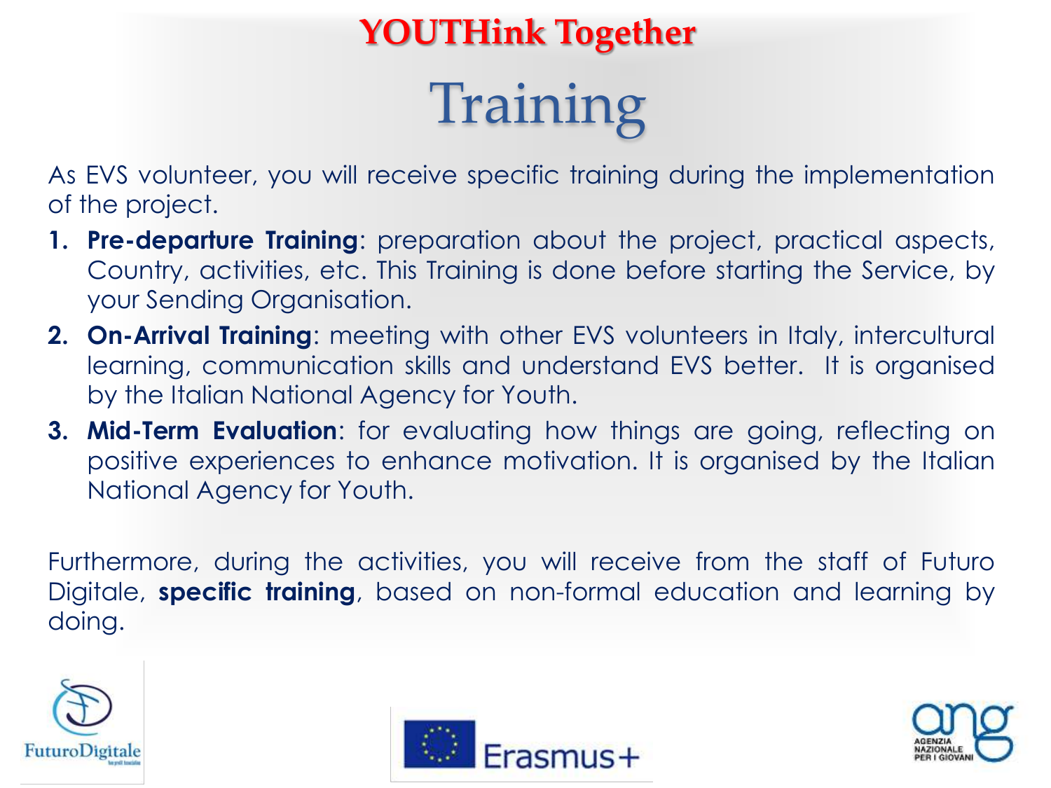# YOUTHink Together

## Training

As EVS volunteer, you will receive specific training during the implementation of the project.

1. **Pre-departure Training**: preparation about the project, practical aspects, Country, activities, etc. This Training is done before starting the Service, by your Sending Organisation.
2. **On-Arrival Training**: meeting with other EVS volunteers in Italy, intercultural learning, communication skills and understand EVS better. It is organised by the Italian National Agency for Youth.
3. **Mid-Term Evaluation**: for evaluating how things are going, reflecting on positive experiences to enhance motivation. It is organised by the Italian National Agency for Youth.

Furthermore, during the activities, you will receive from the staff of Futuro Digitale, **specific training**, based on non-formal education and learning by doing.

FuturoDigitale

Erasmus+

AGENZIA NAZIONALE PER I GIOVANI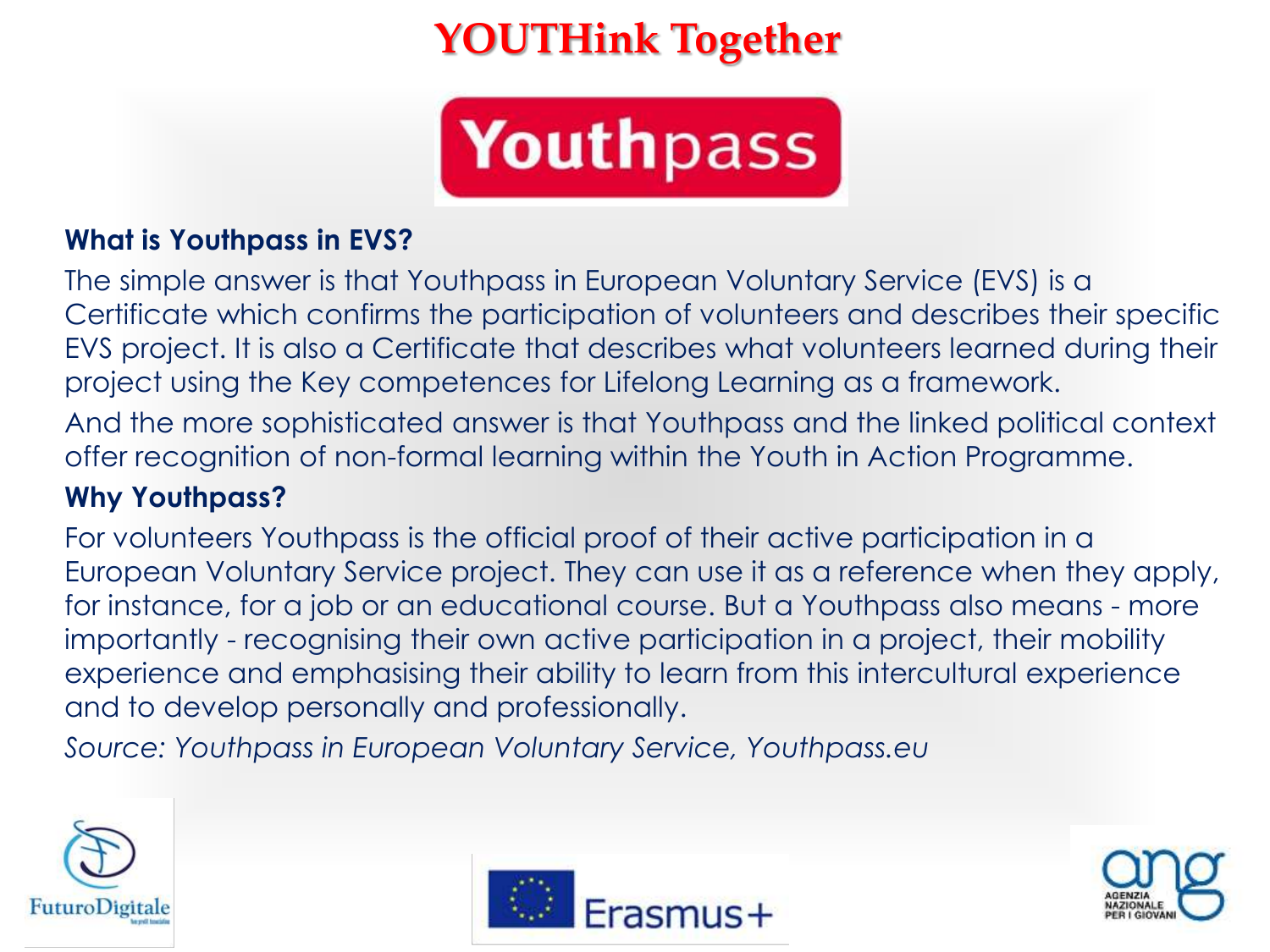# YOUTHink Together

Youthpass

**What is Youthpass in EVS?**

The simple answer is that Youthpass in European Voluntary Service (EVS) is a Certificate which confirms the participation of volunteers and describes their specific EVS project. It is also a Certificate that describes what volunteers learned during their project using the Key competences for Lifelong Learning as a framework.

And the more sophisticated answer is that Youthpass and the linked political context offer recognition of non-formal learning within the Youth in Action Programme.

**Why Youthpass?**

For volunteers Youthpass is the official proof of their active participation in a European Voluntary Service project. They can use it as a reference when they apply, for instance, for a job or an educational course. But a Youthpass also means - more importantly - recognising their own active participation in a project, their mobility experience and emphasising their ability to learn from this intercultural experience and to develop personally and professionally.

*Source: Youthpass in European Voluntary Service, Youthpass.eu*

FuturoDigitale

Erasmus+

ang AGENZIA NAZIONALE PER I GIOVANI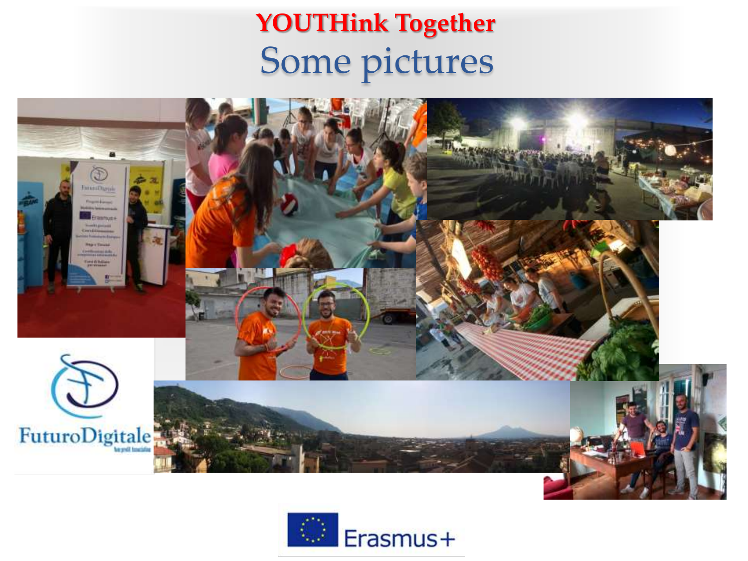# YOUTHink Together

## Some pictures

FuturoDigitale

Erasmus+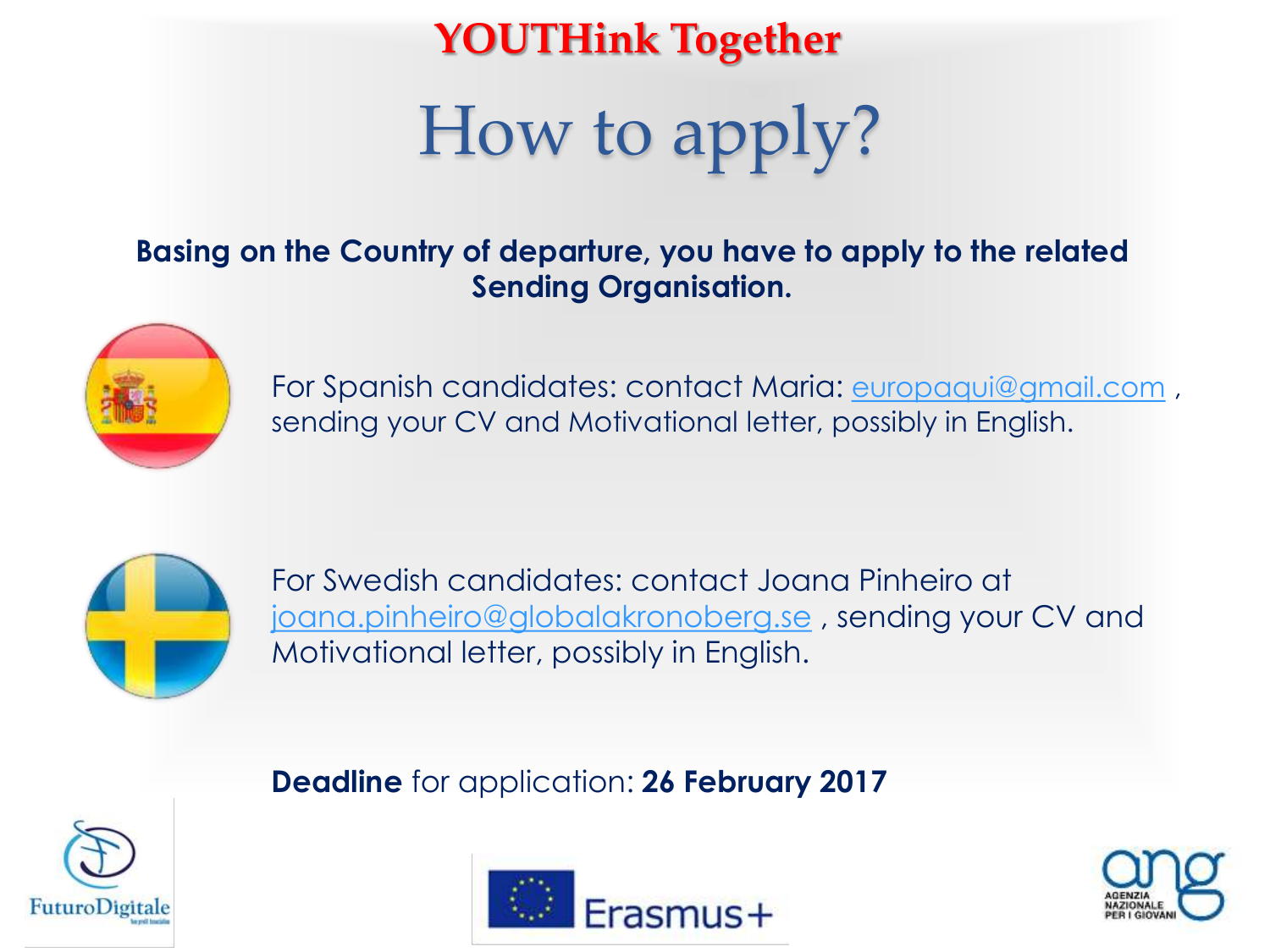# YOUTHink Together

## How to apply?

**Basing on the Country of departure, you have to apply to the related Sending Organisation.**

For Spanish candidates: contact Maria: europaqui@gmail.com , sending your CV and Motivational letter, possibly in English.

For Swedish candidates: contact Joana Pinheiro at joana.pinheiro@globalakronoberg.se , sending your CV and Motivational letter, possibly in English.

**Deadline** for application: **26 February 2017**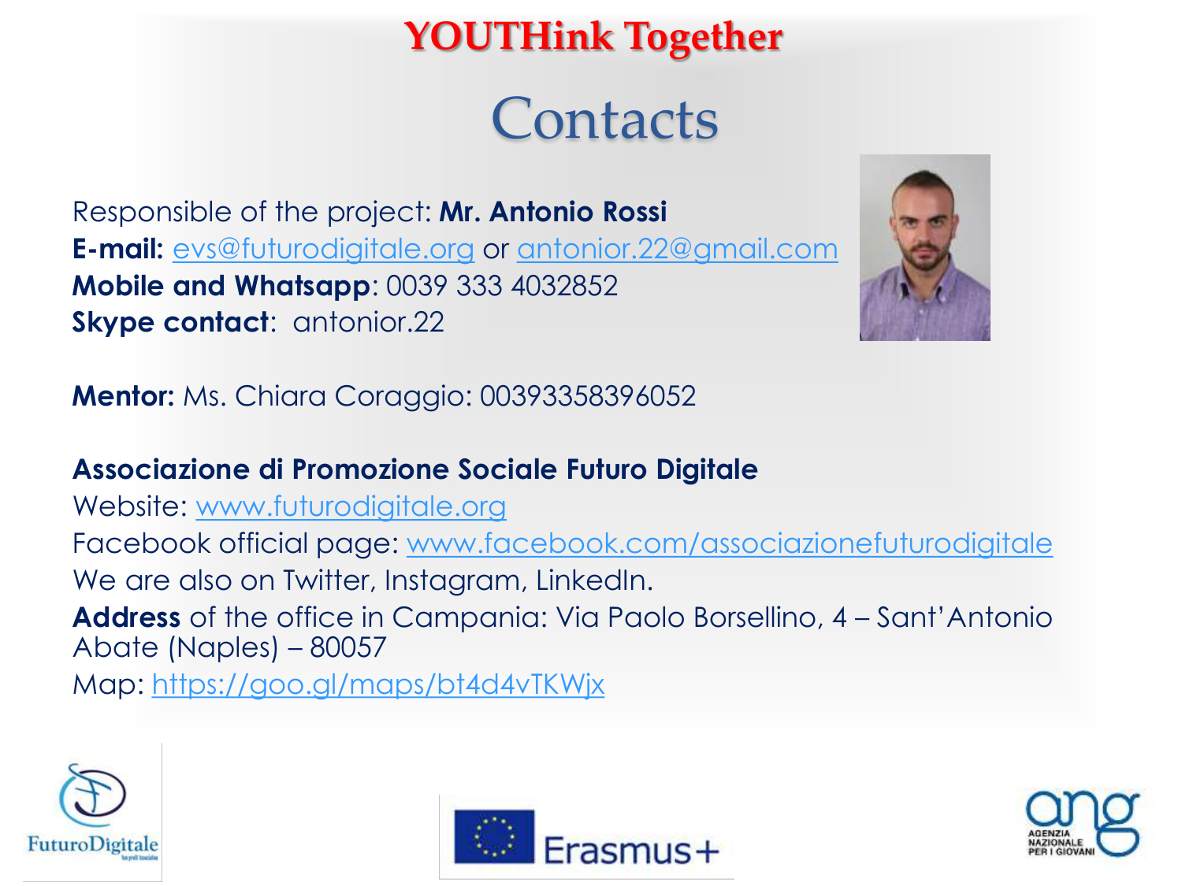# YOUTHink Together

## Contacts

Responsible of the project: **Mr. Antonio Rossi**
**E-mail:** evs@futurodigitale.org or antonior.22@gmail.com
**Mobile and Whatsapp**: 0039 333 4032852
**Skype contact**: antonior.22

**Mentor:** Ms. Chiara Coraggio: 00393358396052

**Associazione di Promozione Sociale Futuro Digitale**
Website: www.futurodigitale.org
Facebook official page: www.facebook.com/associazionefuturodigitale
We are also on Twitter, Instagram, LinkedIn.
**Address** of the office in Campania: Via Paolo Borsellino, 4 – Sant'Antonio Abate (Naples) – 80057
Map: https://goo.gl/maps/bt4d4vTKWjx

FuturoDigitale

Erasmus+

AGENZIA NAZIONALE PER I GIOVANI